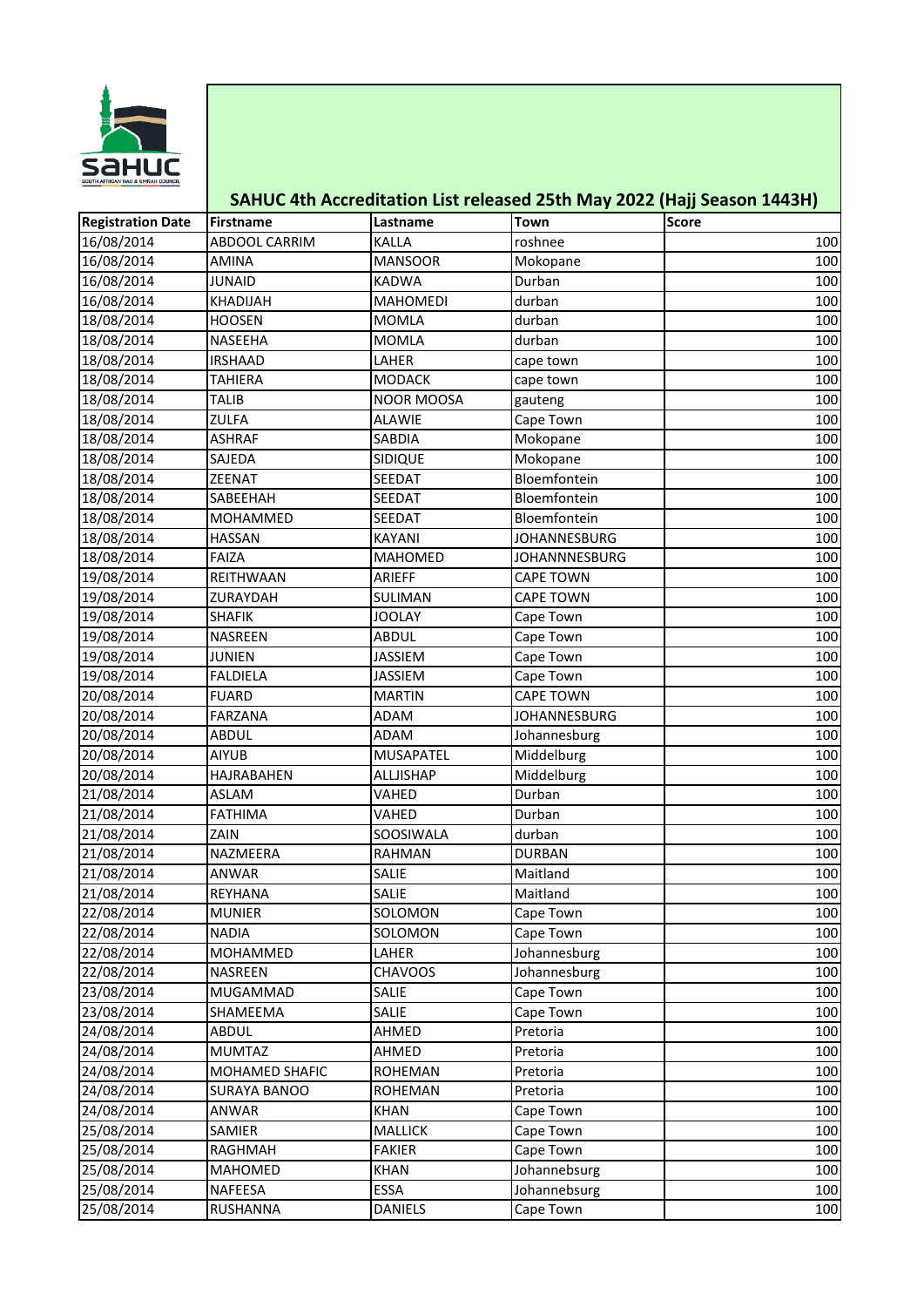# SAHUC 4th Accreditation List released 25th May 2022 (Hajj Season 1443H)

| Registration Date | Firstname | Lastname | Town | Score |
|---|---|---|---|---|
| 16/08/2014 | ABDOOL CARRIM | KALLA | roshnee | 100 |
| 16/08/2014 | AMINA | MANSOOR | Mokopane | 100 |
| 16/08/2014 | JUNAID | KADWA | Durban | 100 |
| 16/08/2014 | KHADIJAH | MAHOMEDI | durban | 100 |
| 18/08/2014 | HOOSEN | MOMLA | durban | 100 |
| 18/08/2014 | NASEEHA | MOMLA | durban | 100 |
| 18/08/2014 | IRSHAAD | LAHER | cape town | 100 |
| 18/08/2014 | TAHIERA | MODACK | cape town | 100 |
| 18/08/2014 | TALIB | NOOR MOOSA | gauteng | 100 |
| 18/08/2014 | ZULFA | ALAWIE | Cape Town | 100 |
| 18/08/2014 | ASHRAF | SABDIA | Mokopane | 100 |
| 18/08/2014 | SAJEDA | SIDIQUE | Mokopane | 100 |
| 18/08/2014 | ZEENAT | SEEDAT | Bloemfontein | 100 |
| 18/08/2014 | SABEEHAH | SEEDAT | Bloemfontein | 100 |
| 18/08/2014 | MOHAMMED | SEEDAT | Bloemfontein | 100 |
| 18/08/2014 | HASSAN | KAYANI | JOHANNESBURG | 100 |
| 18/08/2014 | FAIZA | MAHOMED | JOHANNNESBURG | 100 |
| 19/08/2014 | REITHWAAN | ARIEFF | CAPE TOWN | 100 |
| 19/08/2014 | ZURAYDAH | SULIMAN | CAPE TOWN | 100 |
| 19/08/2014 | SHAFIK | JOOLAY | Cape Town | 100 |
| 19/08/2014 | NASREEN | ABDUL | Cape Town | 100 |
| 19/08/2014 | JUNIEN | JASSIEM | Cape Town | 100 |
| 19/08/2014 | FALDIELA | JASSIEM | Cape Town | 100 |
| 20/08/2014 | FUARD | MARTIN | CAPE TOWN | 100 |
| 20/08/2014 | FARZANA | ADAM | JOHANNESBURG | 100 |
| 20/08/2014 | ABDUL | ADAM | Johannesburg | 100 |
| 20/08/2014 | AIYUB | MUSAPATEL | Middelburg | 100 |
| 20/08/2014 | HAJRABAHEN | ALLJISHAP | Middelburg | 100 |
| 21/08/2014 | ASLAM | VAHED | Durban | 100 |
| 21/08/2014 | FATHIMA | VAHED | Durban | 100 |
| 21/08/2014 | ZAIN | SOOSIWALA | durban | 100 |
| 21/08/2014 | NAZMEERA | RAHMAN | DURBAN | 100 |
| 21/08/2014 | ANWAR | SALIE | Maitland | 100 |
| 21/08/2014 | REYHANA | SALIE | Maitland | 100 |
| 22/08/2014 | MUNIER | SOLOMON | Cape Town | 100 |
| 22/08/2014 | NADIA | SOLOMON | Cape Town | 100 |
| 22/08/2014 | MOHAMMED | LAHER | Johannesburg | 100 |
| 22/08/2014 | NASREEN | CHAVOOS | Johannesburg | 100 |
| 23/08/2014 | MUGAMMAD | SALIE | Cape Town | 100 |
| 23/08/2014 | SHAMEEMA | SALIE | Cape Town | 100 |
| 24/08/2014 | ABDUL | AHMED | Pretoria | 100 |
| 24/08/2014 | MUMTAZ | AHMED | Pretoria | 100 |
| 24/08/2014 | MOHAMED SHAFIC | ROHEMAN | Pretoria | 100 |
| 24/08/2014 | SURAYA BANOO | ROHEMAN | Pretoria | 100 |
| 24/08/2014 | ANWAR | KHAN | Cape Town | 100 |
| 25/08/2014 | SAMIER | MALLICK | Cape Town | 100 |
| 25/08/2014 | RAGHMAH | FAKIER | Cape Town | 100 |
| 25/08/2014 | MAHOMED | KHAN | Johannebsurg | 100 |
| 25/08/2014 | NAFEESA | ESSA | Johannebsurg | 100 |
| 25/08/2014 | RUSHANNA | DANIELS | Cape Town | 100 |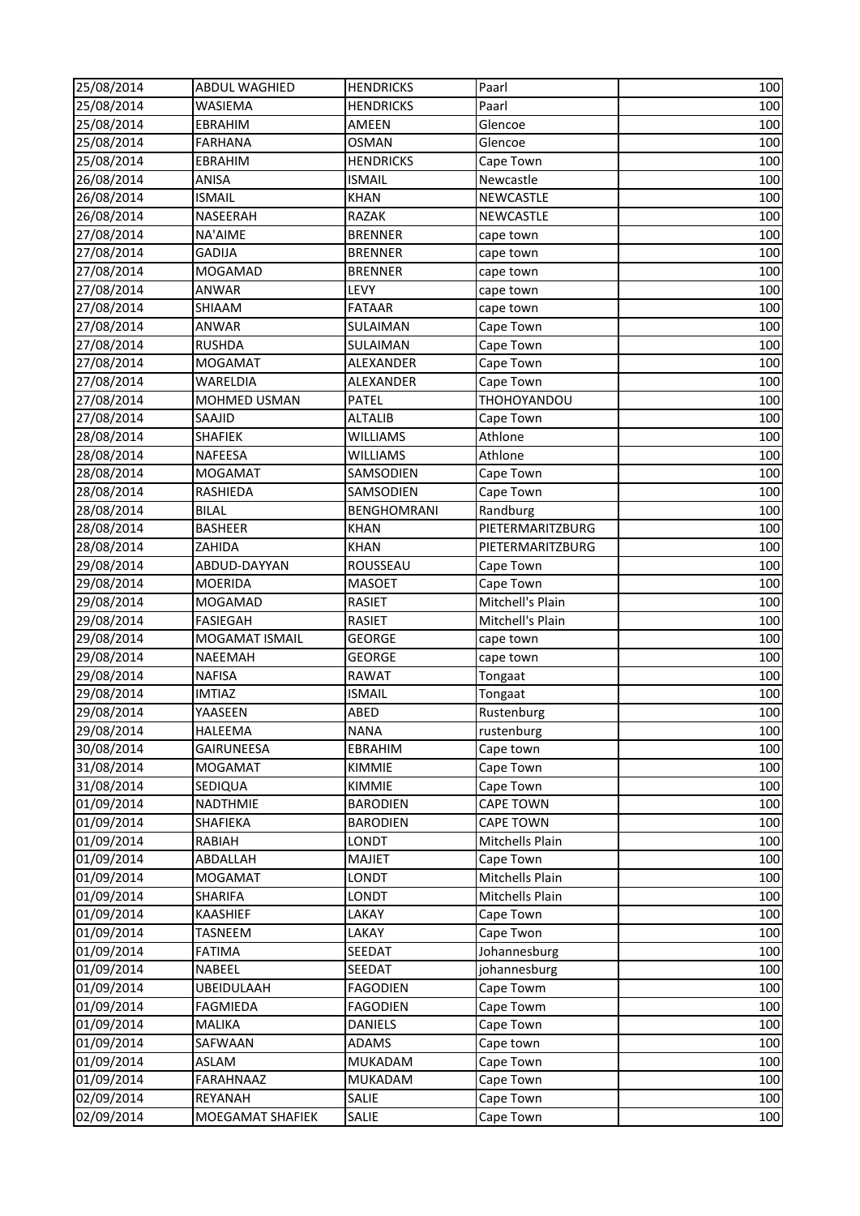| 25/08/2014 | ABDUL WAGHIED | HENDRICKS | Paarl | 100 |
|---|---|---|---|---|
| 25/08/2014 | WASIEMA | HENDRICKS | Paarl | 100 |
| 25/08/2014 | EBRAHIM | AMEEN | Glencoe | 100 |
| 25/08/2014 | FARHANA | OSMAN | Glencoe | 100 |
| 25/08/2014 | EBRAHIM | HENDRICKS | Cape Town | 100 |
| 26/08/2014 | ANISA | ISMAIL | Newcastle | 100 |
| 26/08/2014 | ISMAIL | KHAN | NEWCASTLE | 100 |
| 26/08/2014 | NASEERAH | RAZAK | NEWCASTLE | 100 |
| 27/08/2014 | NA'AIME | BRENNER | cape town | 100 |
| 27/08/2014 | GADIJA | BRENNER | cape town | 100 |
| 27/08/2014 | MOGAMAD | BRENNER | cape town | 100 |
| 27/08/2014 | ANWAR | LEVY | cape town | 100 |
| 27/08/2014 | SHIAAM | FATAAR | cape town | 100 |
| 27/08/2014 | ANWAR | SULAIMAN | Cape Town | 100 |
| 27/08/2014 | RUSHDA | SULAIMAN | Cape Town | 100 |
| 27/08/2014 | MOGAMAT | ALEXANDER | Cape Town | 100 |
| 27/08/2014 | WARELDIA | ALEXANDER | Cape Town | 100 |
| 27/08/2014 | MOHMED USMAN | PATEL | THOHOYANDOU | 100 |
| 27/08/2014 | SAAJID | ALTALIB | Cape Town | 100 |
| 28/08/2014 | SHAFIEK | WILLIAMS | Athlone | 100 |
| 28/08/2014 | NAFEESA | WILLIAMS | Athlone | 100 |
| 28/08/2014 | MOGAMAT | SAMSODIEN | Cape Town | 100 |
| 28/08/2014 | RASHIEDA | SAMSODIEN | Cape Town | 100 |
| 28/08/2014 | BILAL | BENGHOMRANI | Randburg | 100 |
| 28/08/2014 | BASHEER | KHAN | PIETERMARITZBURG | 100 |
| 28/08/2014 | ZAHIDA | KHAN | PIETERMARITZBURG | 100 |
| 29/08/2014 | ABDUD-DAYYAN | ROUSSEAU | Cape Town | 100 |
| 29/08/2014 | MOERIDA | MASOET | Cape Town | 100 |
| 29/08/2014 | MOGAMAD | RASIET | Mitchell's Plain | 100 |
| 29/08/2014 | FASIEGAH | RASIET | Mitchell's Plain | 100 |
| 29/08/2014 | MOGAMAT ISMAIL | GEORGE | cape town | 100 |
| 29/08/2014 | NAEEMAH | GEORGE | cape town | 100 |
| 29/08/2014 | NAFISA | RAWAT | Tongaat | 100 |
| 29/08/2014 | IMTIAZ | ISMAIL | Tongaat | 100 |
| 29/08/2014 | YAASEEN | ABED | Rustenburg | 100 |
| 29/08/2014 | HALEEMA | NANA | rustenburg | 100 |
| 30/08/2014 | GAIRUNEESA | EBRAHIM | Cape town | 100 |
| 31/08/2014 | MOGAMAT | KIMMIE | Cape Town | 100 |
| 31/08/2014 | SEDIQUA | KIMMIE | Cape Town | 100 |
| 01/09/2014 | NADTHMIE | BARODIEN | CAPE TOWN | 100 |
| 01/09/2014 | SHAFIEKA | BARODIEN | CAPE TOWN | 100 |
| 01/09/2014 | RABIAH | LONDT | Mitchells Plain | 100 |
| 01/09/2014 | ABDALLAH | MAJIET | Cape Town | 100 |
| 01/09/2014 | MOGAMAT | LONDT | Mitchells Plain | 100 |
| 01/09/2014 | SHARIFA | LONDT | Mitchells Plain | 100 |
| 01/09/2014 | KAASHIEF | LAKAY | Cape Town | 100 |
| 01/09/2014 | TASNEEM | LAKAY | Cape Twon | 100 |
| 01/09/2014 | FATIMA | SEEDAT | Johannesburg | 100 |
| 01/09/2014 | NABEEL | SEEDAT | johannesburg | 100 |
| 01/09/2014 | UBEIDULAAH | FAGODIEN | Cape Towm | 100 |
| 01/09/2014 | FAGMIEDA | FAGODIEN | Cape Towm | 100 |
| 01/09/2014 | MALIKA | DANIELS | Cape Town | 100 |
| 01/09/2014 | SAFWAAN | ADAMS | Cape town | 100 |
| 01/09/2014 | ASLAM | MUKADAM | Cape Town | 100 |
| 01/09/2014 | FARAHNAAZ | MUKADAM | Cape Town | 100 |
| 02/09/2014 | REYANAH | SALIE | Cape Town | 100 |
| 02/09/2014 | MOEGAMAT SHAFIEK | SALIE | Cape Town | 100 |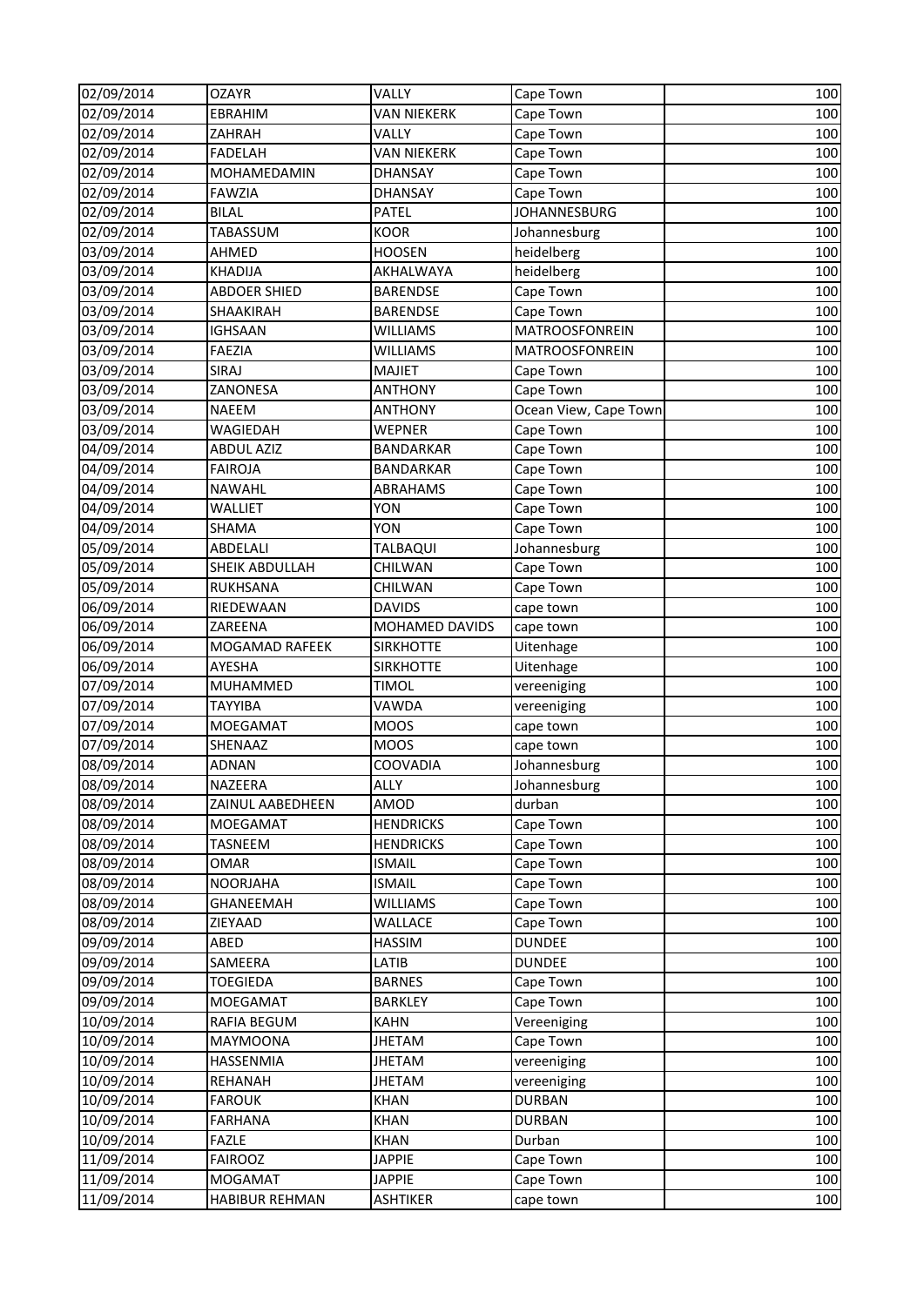| 02/09/2014 | OZAYR | VALLY | Cape Town | 100 |
|---|---|---|---|---|
| 02/09/2014 | EBRAHIM | VAN NIEKERK | Cape Town | 100 |
| 02/09/2014 | ZAHRAH | VALLY | Cape Town | 100 |
| 02/09/2014 | FADELAH | VAN NIEKERK | Cape Town | 100 |
| 02/09/2014 | MOHAMEDAMIN | DHANSAY | Cape Town | 100 |
| 02/09/2014 | FAWZIA | DHANSAY | Cape Town | 100 |
| 02/09/2014 | BILAL | PATEL | JOHANNESBURG | 100 |
| 02/09/2014 | TABASSUM | KOOR | Johannesburg | 100 |
| 03/09/2014 | AHMED | HOOSEN | heidelberg | 100 |
| 03/09/2014 | KHADIJA | AKHALWAYA | heidelberg | 100 |
| 03/09/2014 | ABDOER SHIED | BARENDSE | Cape Town | 100 |
| 03/09/2014 | SHAAKIRAH | BARENDSE | Cape Town | 100 |
| 03/09/2014 | IGHSAAN | WILLIAMS | MATROOSFONREIN | 100 |
| 03/09/2014 | FAEZIA | WILLIAMS | MATROOSFONREIN | 100 |
| 03/09/2014 | SIRAJ | MAJIET | Cape Town | 100 |
| 03/09/2014 | ZANONESA | ANTHONY | Cape Town | 100 |
| 03/09/2014 | NAEEM | ANTHONY | Ocean View, Cape Town | 100 |
| 03/09/2014 | WAGIEDAH | WEPNER | Cape Town | 100 |
| 04/09/2014 | ABDUL AZIZ | BANDARKAR | Cape Town | 100 |
| 04/09/2014 | FAIROJA | BANDARKAR | Cape Town | 100 |
| 04/09/2014 | NAWAHL | ABRAHAMS | Cape Town | 100 |
| 04/09/2014 | WALLIET | YON | Cape Town | 100 |
| 04/09/2014 | SHAMA | YON | Cape Town | 100 |
| 05/09/2014 | ABDELALI | TALBAQUI | Johannesburg | 100 |
| 05/09/2014 | SHEIK ABDULLAH | CHILWAN | Cape Town | 100 |
| 05/09/2014 | RUKHSANA | CHILWAN | Cape Town | 100 |
| 06/09/2014 | RIEDEWAAN | DAVIDS | cape town | 100 |
| 06/09/2014 | ZAREENA | MOHAMED DAVIDS | cape town | 100 |
| 06/09/2014 | MOGAMAD RAFEEK | SIRKHOTTE | Uitenhage | 100 |
| 06/09/2014 | AYESHA | SIRKHOTTE | Uitenhage | 100 |
| 07/09/2014 | MUHAMMED | TIMOL | vereeniging | 100 |
| 07/09/2014 | TAYYIBA | VAWDA | vereeniging | 100 |
| 07/09/2014 | MOEGAMAT | MOOS | cape town | 100 |
| 07/09/2014 | SHENAAZ | MOOS | cape town | 100 |
| 08/09/2014 | ADNAN | COOVADIA | Johannesburg | 100 |
| 08/09/2014 | NAZEERA | ALLY | Johannesburg | 100 |
| 08/09/2014 | ZAINUL AABEDHEEN | AMOD | durban | 100 |
| 08/09/2014 | MOEGAMAT | HENDRICKS | Cape Town | 100 |
| 08/09/2014 | TASNEEM | HENDRICKS | Cape Town | 100 |
| 08/09/2014 | OMAR | ISMAIL | Cape Town | 100 |
| 08/09/2014 | NOORJAHA | ISMAIL | Cape Town | 100 |
| 08/09/2014 | GHANEEMAH | WILLIAMS | Cape Town | 100 |
| 08/09/2014 | ZIEYAAD | WALLACE | Cape Town | 100 |
| 09/09/2014 | ABED | HASSIM | DUNDEE | 100 |
| 09/09/2014 | SAMEERA | LATIB | DUNDEE | 100 |
| 09/09/2014 | TOEGIEDA | BARNES | Cape Town | 100 |
| 09/09/2014 | MOEGAMAT | BARKLEY | Cape Town | 100 |
| 10/09/2014 | RAFIA BEGUM | KAHN | Vereeniging | 100 |
| 10/09/2014 | MAYMOONA | JHETAM | Cape Town | 100 |
| 10/09/2014 | HASSENMIA | JHETAM | vereeniging | 100 |
| 10/09/2014 | REHANAH | JHETAM | vereeniging | 100 |
| 10/09/2014 | FAROUK | KHAN | DURBAN | 100 |
| 10/09/2014 | FARHANA | KHAN | DURBAN | 100 |
| 10/09/2014 | FAZLE | KHAN | Durban | 100 |
| 11/09/2014 | FAIROOZ | JAPPIE | Cape Town | 100 |
| 11/09/2014 | MOGAMAT | JAPPIE | Cape Town | 100 |
| 11/09/2014 | HABIBUR REHMAN | ASHTIKER | cape town | 100 |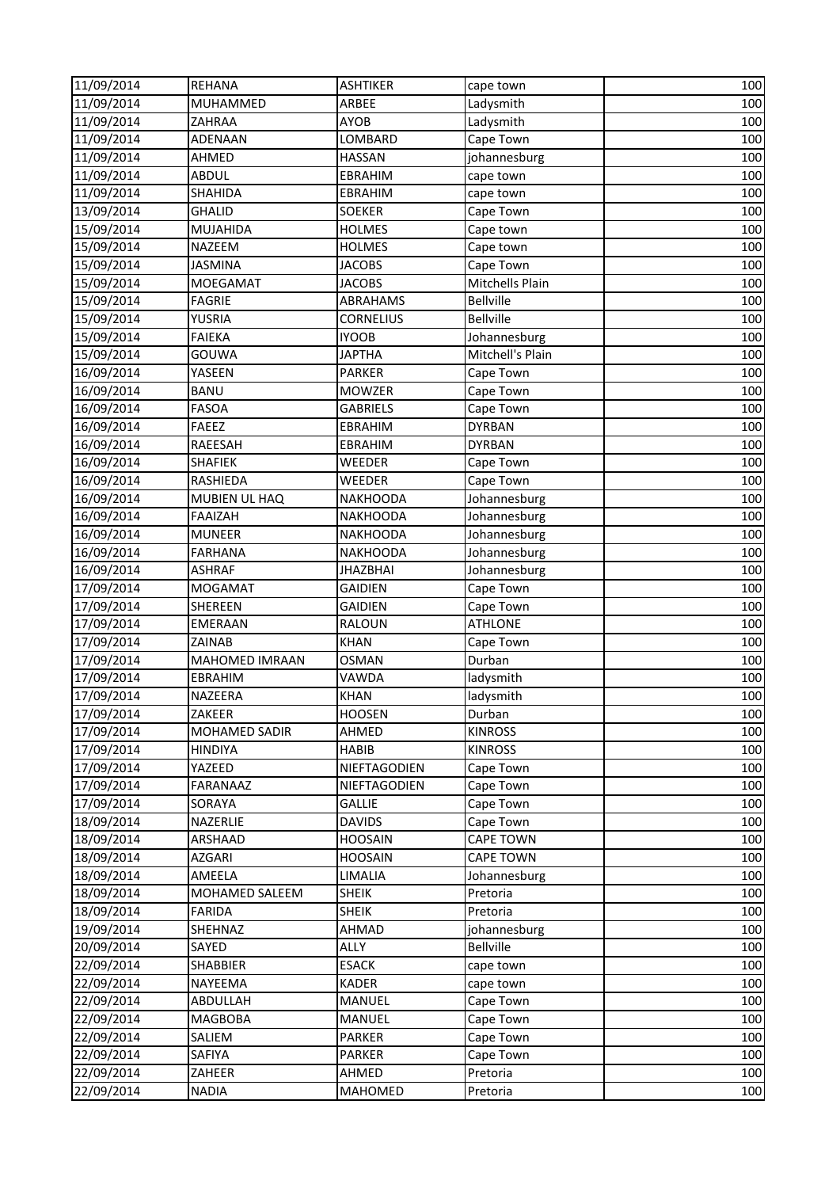| | | | | |
|---|---|---|---|---|
| 11/09/2014 | REHANA | ASHTIKER | cape town | 100 |
| 11/09/2014 | MUHAMMED | ARBEE | Ladysmith | 100 |
| 11/09/2014 | ZAHRAA | AYOB | Ladysmith | 100 |
| 11/09/2014 | ADENAAN | LOMBARD | Cape Town | 100 |
| 11/09/2014 | AHMED | HASSAN | johannesburg | 100 |
| 11/09/2014 | ABDUL | EBRAHIM | cape town | 100 |
| 11/09/2014 | SHAHIDA | EBRAHIM | cape town | 100 |
| 13/09/2014 | GHALID | SOEKER | Cape Town | 100 |
| 15/09/2014 | MUJAHIDA | HOLMES | Cape town | 100 |
| 15/09/2014 | NAZEEM | HOLMES | Cape town | 100 |
| 15/09/2014 | JASMINA | JACOBS | Cape Town | 100 |
| 15/09/2014 | MOEGAMAT | JACOBS | Mitchells Plain | 100 |
| 15/09/2014 | FAGRIE | ABRAHAMS | Bellville | 100 |
| 15/09/2014 | YUSRIA | CORNELIUS | Bellville | 100 |
| 15/09/2014 | FAIEKA | IYOOB | Johannesburg | 100 |
| 15/09/2014 | GOUWA | JAPTHA | Mitchell's Plain | 100 |
| 16/09/2014 | YASEEN | PARKER | Cape Town | 100 |
| 16/09/2014 | BANU | MOWZER | Cape Town | 100 |
| 16/09/2014 | FASOA | GABRIELS | Cape Town | 100 |
| 16/09/2014 | FAEEZ | EBRAHIM | DYRBAN | 100 |
| 16/09/2014 | RAEESAH | EBRAHIM | DYRBAN | 100 |
| 16/09/2014 | SHAFIEK | WEEDER | Cape Town | 100 |
| 16/09/2014 | RASHIEDA | WEEDER | Cape Town | 100 |
| 16/09/2014 | MUBIEN UL HAQ | NAKHOODA | Johannesburg | 100 |
| 16/09/2014 | FAAIZAH | NAKHOODA | Johannesburg | 100 |
| 16/09/2014 | MUNEER | NAKHOODA | Johannesburg | 100 |
| 16/09/2014 | FARHANA | NAKHOODA | Johannesburg | 100 |
| 16/09/2014 | ASHRAF | JHAZBHAI | Johannesburg | 100 |
| 17/09/2014 | MOGAMAT | GAIDIEN | Cape Town | 100 |
| 17/09/2014 | SHEREEN | GAIDIEN | Cape Town | 100 |
| 17/09/2014 | EMERAAN | RALOUN | ATHLONE | 100 |
| 17/09/2014 | ZAINAB | KHAN | Cape Town | 100 |
| 17/09/2014 | MAHOMED IMRAAN | OSMAN | Durban | 100 |
| 17/09/2014 | EBRAHIM | VAWDA | ladysmith | 100 |
| 17/09/2014 | NAZEERA | KHAN | ladysmith | 100 |
| 17/09/2014 | ZAKEER | HOOSEN | Durban | 100 |
| 17/09/2014 | MOHAMED SADIR | AHMED | KINROSS | 100 |
| 17/09/2014 | HINDIYA | HABIB | KINROSS | 100 |
| 17/09/2014 | YAZEED | NIEFTAGODIEN | Cape Town | 100 |
| 17/09/2014 | FARANAAZ | NIEFTAGODIEN | Cape Town | 100 |
| 17/09/2014 | SORAYA | GALLIE | Cape Town | 100 |
| 18/09/2014 | NAZERLIE | DAVIDS | Cape Town | 100 |
| 18/09/2014 | ARSHAAD | HOOSAIN | CAPE TOWN | 100 |
| 18/09/2014 | AZGARI | HOOSAIN | CAPE TOWN | 100 |
| 18/09/2014 | AMEELA | LIMALIA | Johannesburg | 100 |
| 18/09/2014 | MOHAMED SALEEM | SHEIK | Pretoria | 100 |
| 18/09/2014 | FARIDA | SHEIK | Pretoria | 100 |
| 19/09/2014 | SHEHNAZ | AHMAD | johannesburg | 100 |
| 20/09/2014 | SAYED | ALLY | Bellville | 100 |
| 22/09/2014 | SHABBIER | ESACK | cape town | 100 |
| 22/09/2014 | NAYEEMA | KADER | cape town | 100 |
| 22/09/2014 | ABDULLAH | MANUEL | Cape Town | 100 |
| 22/09/2014 | MAGBOBA | MANUEL | Cape Town | 100 |
| 22/09/2014 | SALIEM | PARKER | Cape Town | 100 |
| 22/09/2014 | SAFIYA | PARKER | Cape Town | 100 |
| 22/09/2014 | ZAHEER | AHMED | Pretoria | 100 |
| 22/09/2014 | NADIA | MAHOMED | Pretoria | 100 |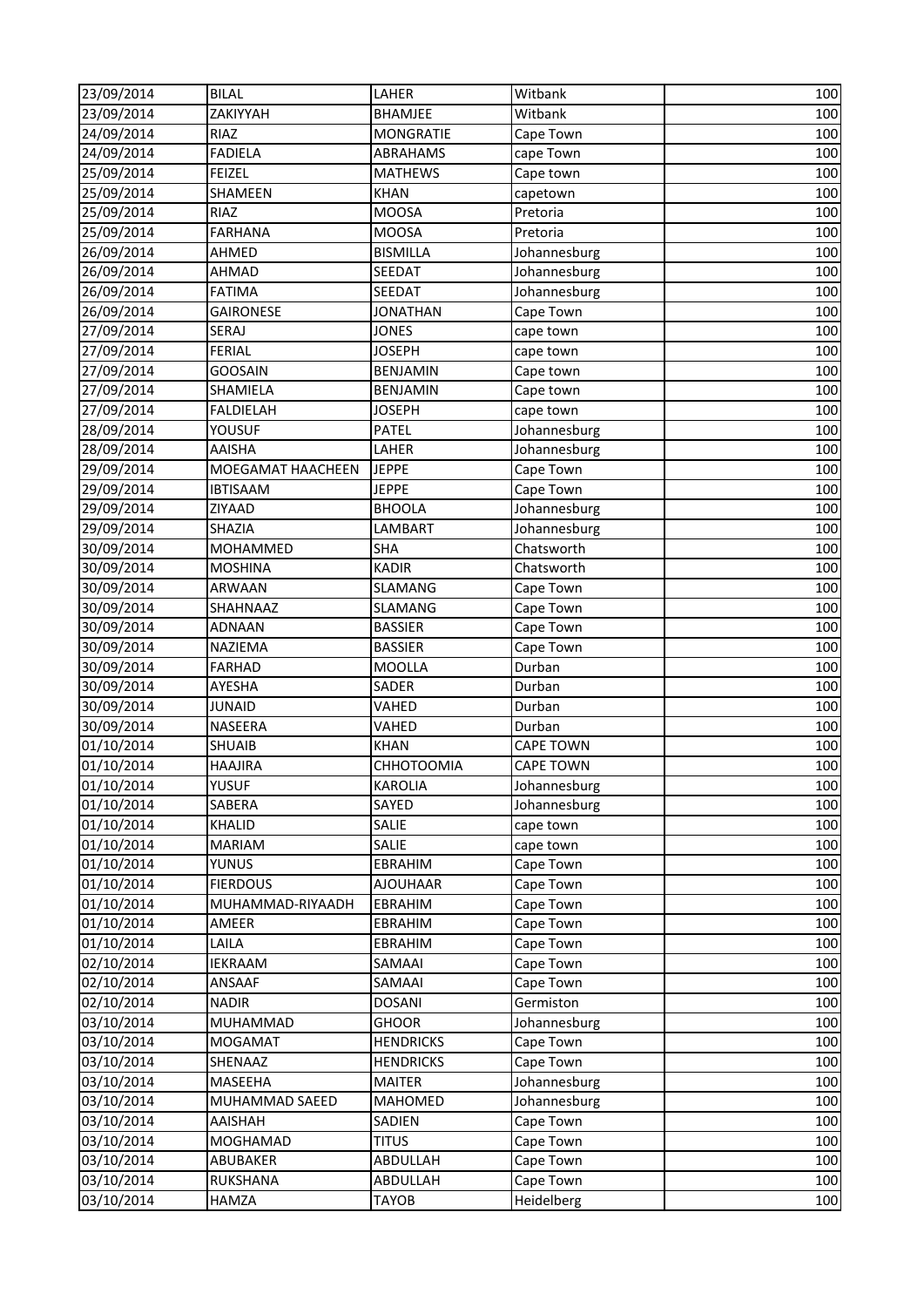| 23/09/2014 | BILAL | LAHER | Witbank | 100 |
|---|---|---|---|---|
| 23/09/2014 | ZAKIYYAH | BHAMJEE | Witbank | 100 |
| 24/09/2014 | RIAZ | MONGRATIE | Cape Town | 100 |
| 24/09/2014 | FADIELA | ABRAHAMS | cape Town | 100 |
| 25/09/2014 | FEIZEL | MATHEWS | Cape town | 100 |
| 25/09/2014 | SHAMEEN | KHAN | capetown | 100 |
| 25/09/2014 | RIAZ | MOOSA | Pretoria | 100 |
| 25/09/2014 | FARHANA | MOOSA | Pretoria | 100 |
| 26/09/2014 | AHMED | BISMILLA | Johannesburg | 100 |
| 26/09/2014 | AHMAD | SEEDAT | Johannesburg | 100 |
| 26/09/2014 | FATIMA | SEEDAT | Johannesburg | 100 |
| 26/09/2014 | GAIRONESE | JONATHAN | Cape Town | 100 |
| 27/09/2014 | SERAJ | JONES | cape town | 100 |
| 27/09/2014 | FERIAL | JOSEPH | cape town | 100 |
| 27/09/2014 | GOOSAIN | BENJAMIN | Cape town | 100 |
| 27/09/2014 | SHAMIELA | BENJAMIN | Cape town | 100 |
| 27/09/2014 | FALDIELAH | JOSEPH | cape town | 100 |
| 28/09/2014 | YOUSUF | PATEL | Johannesburg | 100 |
| 28/09/2014 | AAISHA | LAHER | Johannesburg | 100 |
| 29/09/2014 | MOEGAMAT HAACHEEN | JEPPE | Cape Town | 100 |
| 29/09/2014 | IBTISAAM | JEPPE | Cape Town | 100 |
| 29/09/2014 | ZIYAAD | BHOOLA | Johannesburg | 100 |
| 29/09/2014 | SHAZIA | LAMBART | Johannesburg | 100 |
| 30/09/2014 | MOHAMMED | SHA | Chatsworth | 100 |
| 30/09/2014 | MOSHINA | KADIR | Chatsworth | 100 |
| 30/09/2014 | ARWAAN | SLAMANG | Cape Town | 100 |
| 30/09/2014 | SHAHNAAZ | SLAMANG | Cape Town | 100 |
| 30/09/2014 | ADNAAN | BASSIER | Cape Town | 100 |
| 30/09/2014 | NAZIEMA | BASSIER | Cape Town | 100 |
| 30/09/2014 | FARHAD | MOOLLA | Durban | 100 |
| 30/09/2014 | AYESHA | SADER | Durban | 100 |
| 30/09/2014 | JUNAID | VAHED | Durban | 100 |
| 30/09/2014 | NASEERA | VAHED | Durban | 100 |
| 01/10/2014 | SHUAIB | KHAN | CAPE TOWN | 100 |
| 01/10/2014 | HAAJIRA | CHHOTOOMIA | CAPE TOWN | 100 |
| 01/10/2014 | YUSUF | KAROLIA | Johannesburg | 100 |
| 01/10/2014 | SABERA | SAYED | Johannesburg | 100 |
| 01/10/2014 | KHALID | SALIE | cape town | 100 |
| 01/10/2014 | MARIAM | SALIE | cape town | 100 |
| 01/10/2014 | YUNUS | EBRAHIM | Cape Town | 100 |
| 01/10/2014 | FIERDOUS | AJOUHAAR | Cape Town | 100 |
| 01/10/2014 | MUHAMMAD-RIYAADH | EBRAHIM | Cape Town | 100 |
| 01/10/2014 | AMEER | EBRAHIM | Cape Town | 100 |
| 01/10/2014 | LAILA | EBRAHIM | Cape Town | 100 |
| 02/10/2014 | IEKRAAM | SAMAAI | Cape Town | 100 |
| 02/10/2014 | ANSAAF | SAMAAI | Cape Town | 100 |
| 02/10/2014 | NADIR | DOSANI | Germiston | 100 |
| 03/10/2014 | MUHAMMAD | GHOOR | Johannesburg | 100 |
| 03/10/2014 | MOGAMAT | HENDRICKS | Cape Town | 100 |
| 03/10/2014 | SHENAAZ | HENDRICKS | Cape Town | 100 |
| 03/10/2014 | MASEEHA | MAITER | Johannesburg | 100 |
| 03/10/2014 | MUHAMMAD SAEED | MAHOMED | Johannesburg | 100 |
| 03/10/2014 | AAISHAH | SADIEN | Cape Town | 100 |
| 03/10/2014 | MOGHAMAD | TITUS | Cape Town | 100 |
| 03/10/2014 | ABUBAKER | ABDULLAH | Cape Town | 100 |
| 03/10/2014 | RUKSHANA | ABDULLAH | Cape Town | 100 |
| 03/10/2014 | HAMZA | TAYOB | Heidelberg | 100 |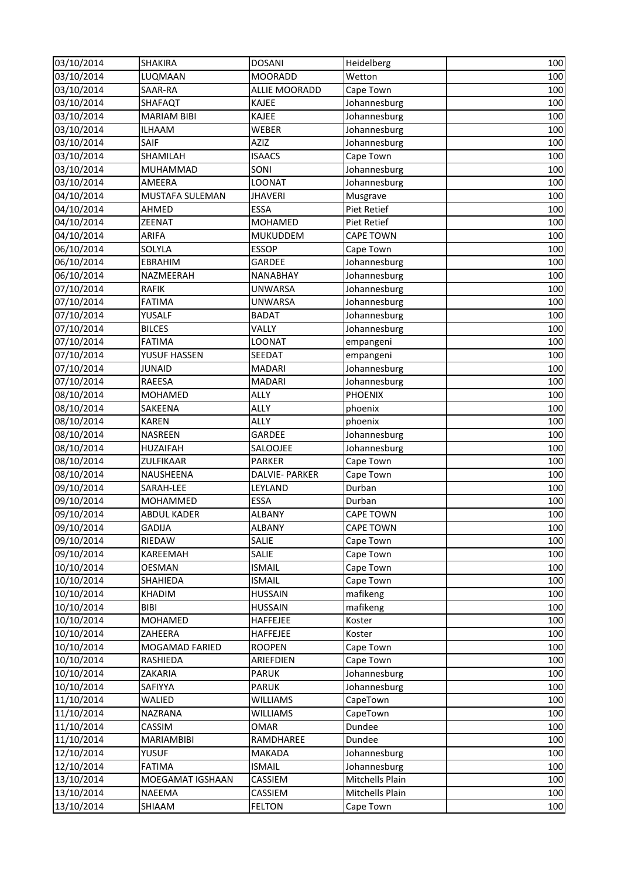| 03/10/2014 | SHAKIRA | DOSANI | Heidelberg | 100 |
|---|---|---|---|---|
| 03/10/2014 | LUQMAAN | MOORADD | Wetton | 100 |
| 03/10/2014 | SAAR-RA | ALLIE MOORADD | Cape Town | 100 |
| 03/10/2014 | SHAFAQT | KAJEE | Johannesburg | 100 |
| 03/10/2014 | MARIAM BIBI | KAJEE | Johannesburg | 100 |
| 03/10/2014 | ILHAAM | WEBER | Johannesburg | 100 |
| 03/10/2014 | SAIF | AZIZ | Johannesburg | 100 |
| 03/10/2014 | SHAMILAH | ISAACS | Cape Town | 100 |
| 03/10/2014 | MUHAMMAD | SONI | Johannesburg | 100 |
| 03/10/2014 | AMEERA | LOONAT | Johannesburg | 100 |
| 04/10/2014 | MUSTAFA SULEMAN | JHAVERI | Musgrave | 100 |
| 04/10/2014 | AHMED | ESSA | Piet Retief | 100 |
| 04/10/2014 | ZEENAT | MOHAMED | Piet Retief | 100 |
| 04/10/2014 | ARIFA | MUKUDDEM | CAPE TOWN | 100 |
| 06/10/2014 | SOLYLA | ESSOP | Cape Town | 100 |
| 06/10/2014 | EBRAHIM | GARDEE | Johannesburg | 100 |
| 06/10/2014 | NAZMEERAH | NANABHAY | Johannesburg | 100 |
| 07/10/2014 | RAFIK | UNWARSA | Johannesburg | 100 |
| 07/10/2014 | FATIMA | UNWARSA | Johannesburg | 100 |
| 07/10/2014 | YUSALF | BADAT | Johannesburg | 100 |
| 07/10/2014 | BILCES | VALLY | Johannesburg | 100 |
| 07/10/2014 | FATIMA | LOONAT | empangeni | 100 |
| 07/10/2014 | YUSUF HASSEN | SEEDAT | empangeni | 100 |
| 07/10/2014 | JUNAID | MADARI | Johannesburg | 100 |
| 07/10/2014 | RAEESA | MADARI | Johannesburg | 100 |
| 08/10/2014 | MOHAMED | ALLY | PHOENIX | 100 |
| 08/10/2014 | SAKEENA | ALLY | phoenix | 100 |
| 08/10/2014 | KAREN | ALLY | phoenix | 100 |
| 08/10/2014 | NASREEN | GARDEE | Johannesburg | 100 |
| 08/10/2014 | HUZAIFAH | SALOOJEE | Johannesburg | 100 |
| 08/10/2014 | ZULFIKAAR | PARKER | Cape Town | 100 |
| 08/10/2014 | NAUSHEENA | DALVIE- PARKER | Cape Town | 100 |
| 09/10/2014 | SARAH-LEE | LEYLAND | Durban | 100 |
| 09/10/2014 | MOHAMMED | ESSA | Durban | 100 |
| 09/10/2014 | ABDUL KADER | ALBANY | CAPE TOWN | 100 |
| 09/10/2014 | GADIJA | ALBANY | CAPE TOWN | 100 |
| 09/10/2014 | RIEDAW | SALIE | Cape Town | 100 |
| 09/10/2014 | KAREEMAH | SALIE | Cape Town | 100 |
| 10/10/2014 | OESMAN | ISMAIL | Cape Town | 100 |
| 10/10/2014 | SHAHIEDA | ISMAIL | Cape Town | 100 |
| 10/10/2014 | KHADIM | HUSSAIN | mafikeng | 100 |
| 10/10/2014 | BIBI | HUSSAIN | mafikeng | 100 |
| 10/10/2014 | MOHAMED | HAFFEJEE | Koster | 100 |
| 10/10/2014 | ZAHEERA | HAFFEJEE | Koster | 100 |
| 10/10/2014 | MOGAMAD FARIED | ROOPEN | Cape Town | 100 |
| 10/10/2014 | RASHIEDA | ARIEFDIEN | Cape Town | 100 |
| 10/10/2014 | ZAKARIA | PARUK | Johannesburg | 100 |
| 10/10/2014 | SAFIYYA | PARUK | Johannesburg | 100 |
| 11/10/2014 | WALIED | WILLIAMS | CapeTown | 100 |
| 11/10/2014 | NAZRANA | WILLIAMS | CapeTown | 100 |
| 11/10/2014 | CASSIM | OMAR | Dundee | 100 |
| 11/10/2014 | MARIAMBIBI | RAMDHAREE | Dundee | 100 |
| 12/10/2014 | YUSUF | MAKADA | Johannesburg | 100 |
| 12/10/2014 | FATIMA | ISMAIL | Johannesburg | 100 |
| 13/10/2014 | MOEGAMAT IGSHAAN | CASSIEM | Mitchells Plain | 100 |
| 13/10/2014 | NAEEMA | CASSIEM | Mitchells Plain | 100 |
| 13/10/2014 | SHIAAM | FELTON | Cape Town | 100 |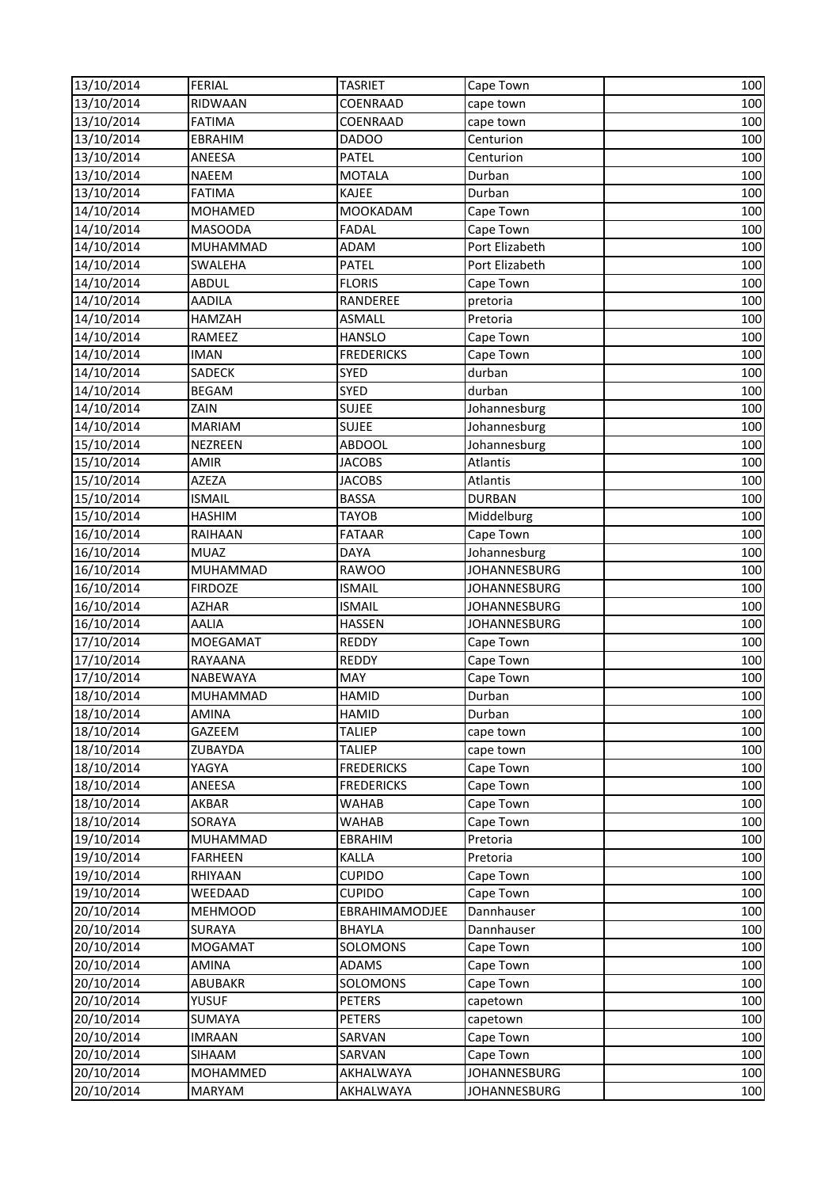| 13/10/2014 | FERIAL | TASRIET | Cape Town | 100 |
|---|---|---|---|---|
| 13/10/2014 | RIDWAAN | COENRAAD | cape town | 100 |
| 13/10/2014 | FATIMA | COENRAAD | cape town | 100 |
| 13/10/2014 | EBRAHIM | DADOO | Centurion | 100 |
| 13/10/2014 | ANEESA | PATEL | Centurion | 100 |
| 13/10/2014 | NAEEM | MOTALA | Durban | 100 |
| 13/10/2014 | FATIMA | KAJEE | Durban | 100 |
| 14/10/2014 | MOHAMED | MOOKADAM | Cape Town | 100 |
| 14/10/2014 | MASOODA | FADAL | Cape Town | 100 |
| 14/10/2014 | MUHAMMAD | ADAM | Port Elizabeth | 100 |
| 14/10/2014 | SWALEHA | PATEL | Port Elizabeth | 100 |
| 14/10/2014 | ABDUL | FLORIS | Cape Town | 100 |
| 14/10/2014 | AADILA | RANDEREE | pretoria | 100 |
| 14/10/2014 | HAMZAH | ASMALL | Pretoria | 100 |
| 14/10/2014 | RAMEEZ | HANSLO | Cape Town | 100 |
| 14/10/2014 | IMAN | FREDERICKS | Cape Town | 100 |
| 14/10/2014 | SADECK | SYED | durban | 100 |
| 14/10/2014 | BEGAM | SYED | durban | 100 |
| 14/10/2014 | ZAIN | SUJEE | Johannesburg | 100 |
| 14/10/2014 | MARIAM | SUJEE | Johannesburg | 100 |
| 15/10/2014 | NEZREEN | ABDOOL | Johannesburg | 100 |
| 15/10/2014 | AMIR | JACOBS | Atlantis | 100 |
| 15/10/2014 | AZEZA | JACOBS | Atlantis | 100 |
| 15/10/2014 | ISMAIL | BASSA | DURBAN | 100 |
| 15/10/2014 | HASHIM | TAYOB | Middelburg | 100 |
| 16/10/2014 | RAIHAAN | FATAAR | Cape Town | 100 |
| 16/10/2014 | MUAZ | DAYA | Johannesburg | 100 |
| 16/10/2014 | MUHAMMAD | RAWOO | JOHANNESBURG | 100 |
| 16/10/2014 | FIRDOZE | ISMAIL | JOHANNESBURG | 100 |
| 16/10/2014 | AZHAR | ISMAIL | JOHANNESBURG | 100 |
| 16/10/2014 | AALIA | HASSEN | JOHANNESBURG | 100 |
| 17/10/2014 | MOEGAMAT | REDDY | Cape Town | 100 |
| 17/10/2014 | RAYAANA | REDDY | Cape Town | 100 |
| 17/10/2014 | NABEWAYA | MAY | Cape Town | 100 |
| 18/10/2014 | MUHAMMAD | HAMID | Durban | 100 |
| 18/10/2014 | AMINA | HAMID | Durban | 100 |
| 18/10/2014 | GAZEEM | TALIEP | cape town | 100 |
| 18/10/2014 | ZUBAYDA | TALIEP | cape town | 100 |
| 18/10/2014 | YAGYA | FREDERICKS | Cape Town | 100 |
| 18/10/2014 | ANEESA | FREDERICKS | Cape Town | 100 |
| 18/10/2014 | AKBAR | WAHAB | Cape Town | 100 |
| 18/10/2014 | SORAYA | WAHAB | Cape Town | 100 |
| 19/10/2014 | MUHAMMAD | EBRAHIM | Pretoria | 100 |
| 19/10/2014 | FARHEEN | KALLA | Pretoria | 100 |
| 19/10/2014 | RHIYAAN | CUPIDO | Cape Town | 100 |
| 19/10/2014 | WEEDAAD | CUPIDO | Cape Town | 100 |
| 20/10/2014 | MEHMOOD | EBRAHIMAMODJEE | Dannhauser | 100 |
| 20/10/2014 | SURAYA | BHAYLA | Dannhauser | 100 |
| 20/10/2014 | MOGAMAT | SOLOMONS | Cape Town | 100 |
| 20/10/2014 | AMINA | ADAMS | Cape Town | 100 |
| 20/10/2014 | ABUBAKR | SOLOMONS | Cape Town | 100 |
| 20/10/2014 | YUSUF | PETERS | capetown | 100 |
| 20/10/2014 | SUMAYA | PETERS | capetown | 100 |
| 20/10/2014 | IMRAAN | SARVAN | Cape Town | 100 |
| 20/10/2014 | SIHAAM | SARVAN | Cape Town | 100 |
| 20/10/2014 | MOHAMMED | AKHALWAYA | JOHANNESBURG | 100 |
| 20/10/2014 | MARYAM | AKHALWAYA | JOHANNESBURG | 100 |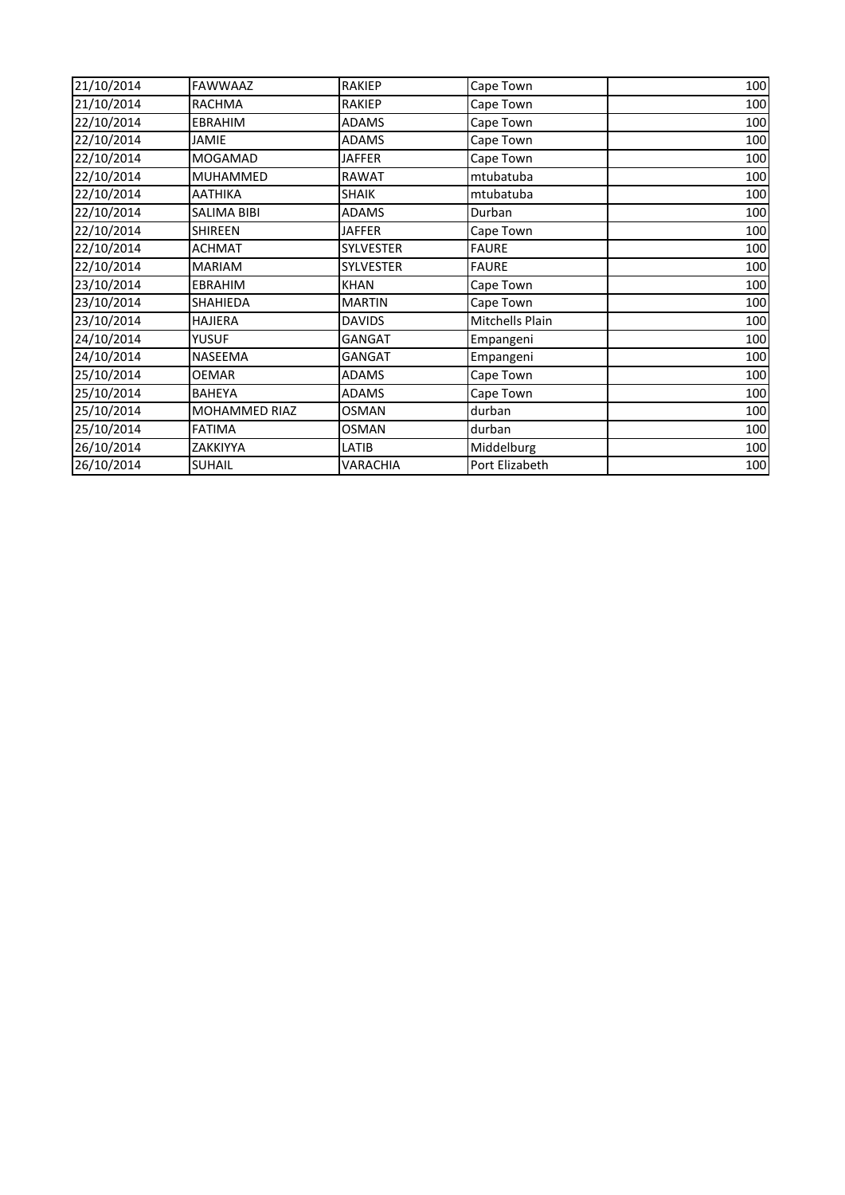| | | | | |
|---|---|---|---|---|
| 21/10/2014 | FAWWAAZ | RAKIEP | Cape Town | 100 |
| 21/10/2014 | RACHMA | RAKIEP | Cape Town | 100 |
| 22/10/2014 | EBRAHIM | ADAMS | Cape Town | 100 |
| 22/10/2014 | JAMIE | ADAMS | Cape Town | 100 |
| 22/10/2014 | MOGAMAD | JAFFER | Cape Town | 100 |
| 22/10/2014 | MUHAMMED | RAWAT | mtubatuba | 100 |
| 22/10/2014 | AATHIKA | SHAIK | mtubatuba | 100 |
| 22/10/2014 | SALIMA BIBI | ADAMS | Durban | 100 |
| 22/10/2014 | SHIREEN | JAFFER | Cape Town | 100 |
| 22/10/2014 | ACHMAT | SYLVESTER | FAURE | 100 |
| 22/10/2014 | MARIAM | SYLVESTER | FAURE | 100 |
| 23/10/2014 | EBRAHIM | KHAN | Cape Town | 100 |
| 23/10/2014 | SHAHIEDA | MARTIN | Cape Town | 100 |
| 23/10/2014 | HAJIERA | DAVIDS | Mitchells Plain | 100 |
| 24/10/2014 | YUSUF | GANGAT | Empangeni | 100 |
| 24/10/2014 | NASEEMA | GANGAT | Empangeni | 100 |
| 25/10/2014 | OEMAR | ADAMS | Cape Town | 100 |
| 25/10/2014 | BAHEYA | ADAMS | Cape Town | 100 |
| 25/10/2014 | MOHAMMED RIAZ | OSMAN | durban | 100 |
| 25/10/2014 | FATIMA | OSMAN | durban | 100 |
| 26/10/2014 | ZAKKIYYA | LATIB | Middelburg | 100 |
| 26/10/2014 | SUHAIL | VARACHIA | Port Elizabeth | 100 |